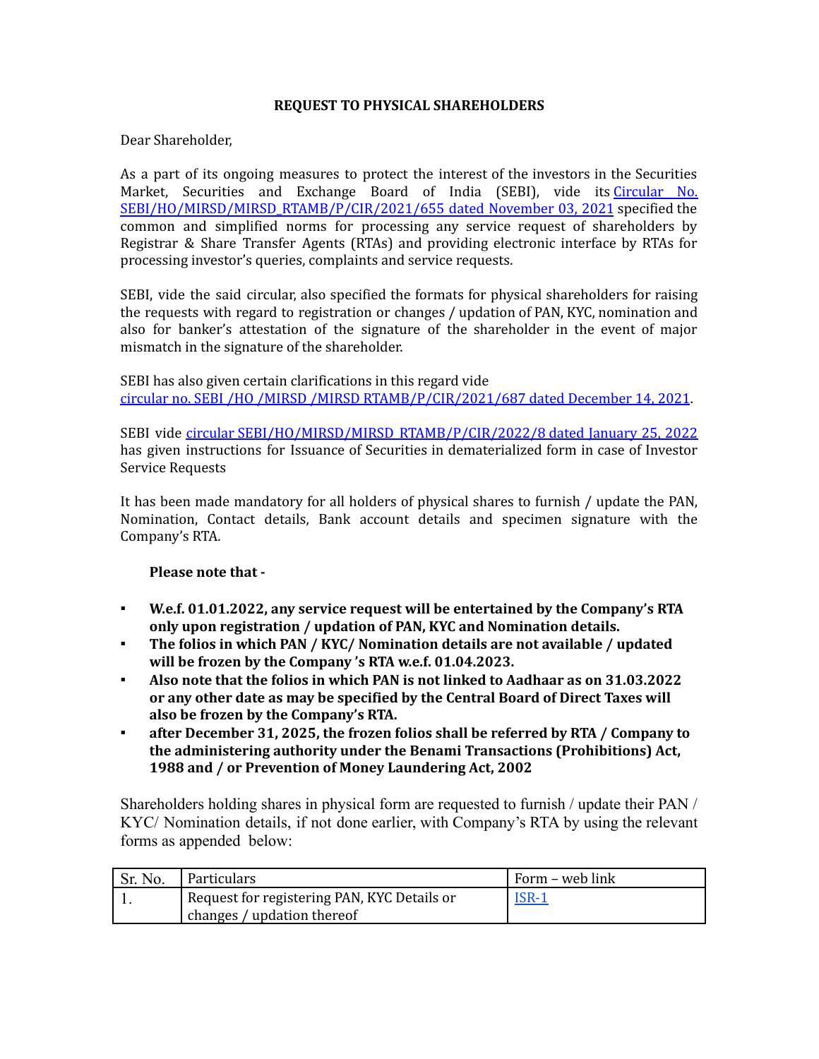**REQUEST TO PHYSICAL SHAREHOLDERS**

Dear Shareholder,

As a part of its ongoing measures to protect the interest of the investors in the Securities Market, Securities and Exchange Board of India (SEBI), vide its Circular No. SEBI/HO/MIRSD/MIRSD_RTAMB/P/CIR/2021/655 dated November 03, 2021 specified the common and simplified norms for processing any service request of shareholders by Registrar & Share Transfer Agents (RTAs) and providing electronic interface by RTAs for processing investor's queries, complaints and service requests.

SEBI, vide the said circular, also specified the formats for physical shareholders for raising the requests with regard to registration or changes / updation of PAN, KYC, nomination and also for banker's attestation of the signature of the shareholder in the event of major mismatch in the signature of the shareholder.

SEBI has also given certain clarifications in this regard vide circular no. SEBI /HO /MIRSD /MIRSD RTAMB/P/CIR/2021/687 dated December 14, 2021.

SEBI vide circular SEBI/HO/MIRSD/MIRSD RTAMB/P/CIR/2022/8 dated January 25, 2022 has given instructions for Issuance of Securities in dematerialized form in case of Investor Service Requests

It has been made mandatory for all holders of physical shares to furnish / update the PAN, Nomination, Contact details, Bank account details and specimen signature with the Company's RTA.

**Please note that -**

- **W.e.f. 01.01.2022, any service request will be entertained by the Company's RTA only upon registration / updation of PAN, KYC and Nomination details.**
- **The folios in which PAN / KYC/ Nomination details are not available / updated will be frozen by the Company 's RTA w.e.f. 01.04.2023.**
- **Also note that the folios in which PAN is not linked to Aadhaar as on 31.03.2022 or any other date as may be specified by the Central Board of Direct Taxes will also be frozen by the Company's RTA.**
- **after December 31, 2025, the frozen folios shall be referred by RTA / Company to the administering authority under the Benami Transactions (Prohibitions) Act, 1988 and / or Prevention of Money Laundering Act, 2002**

Shareholders holding shares in physical form are requested to furnish / update their PAN / KYC/ Nomination details, if not done earlier, with Company's RTA by using the relevant forms as appended below:

| Sr. No. | Particulars | Form – web link |
|---|---|---|
| 1. | Request for registering PAN, KYC Details or changes / updation thereof | ISR-1 |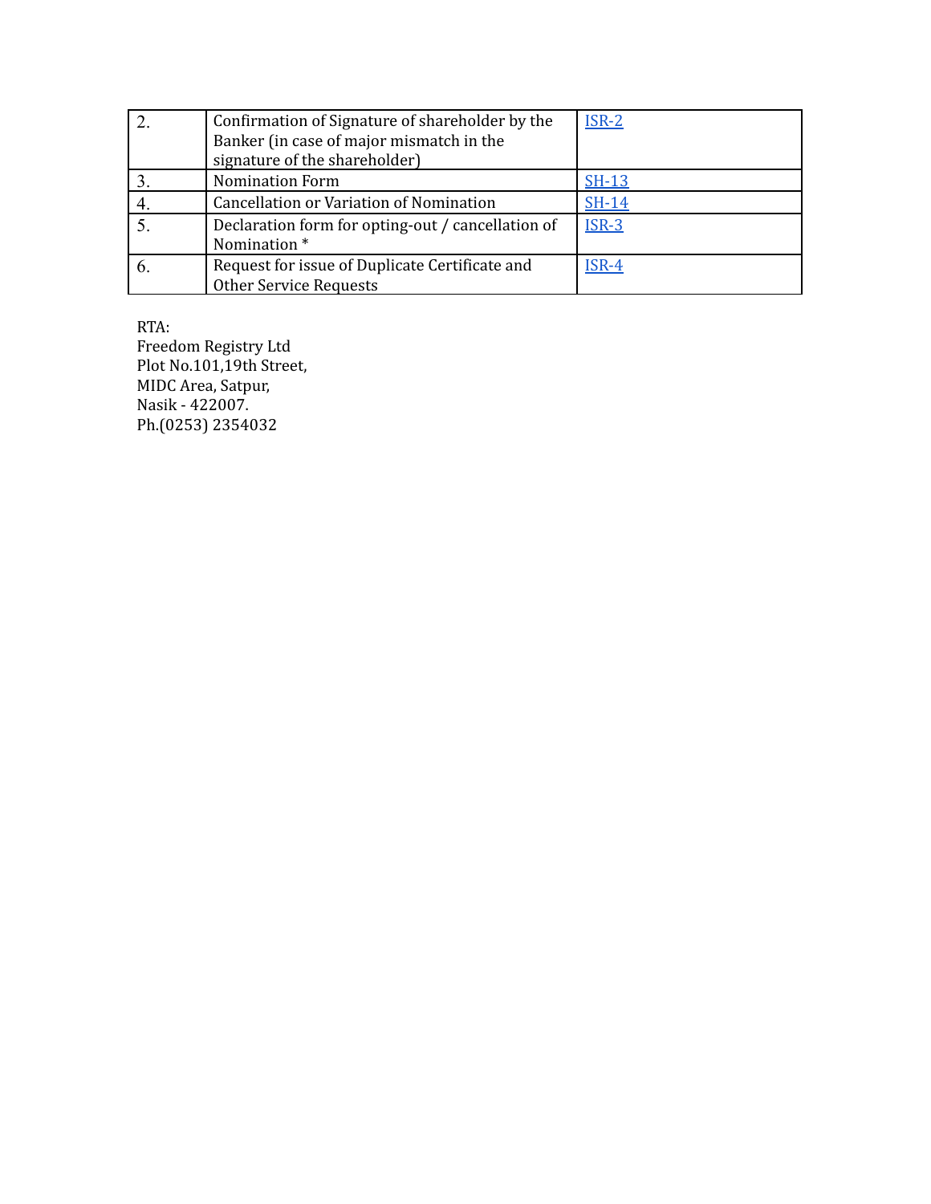| | | |
|---|---|---|
| 2. | Confirmation of Signature of shareholder by the Banker (in case of major mismatch in the signature of the shareholder) | ISR-2 |
| 3. | Nomination Form | SH-13 |
| 4. | Cancellation or Variation of Nomination | SH-14 |
| 5. | Declaration form for opting-out / cancellation of Nomination * | ISR-3 |
| 6. | Request for issue of Duplicate Certificate and Other Service Requests | ISR-4 |

RTA:
Freedom Registry Ltd
Plot No.101,19th Street,
MIDC Area, Satpur,
Nasik - 422007.
Ph.(0253) 2354032